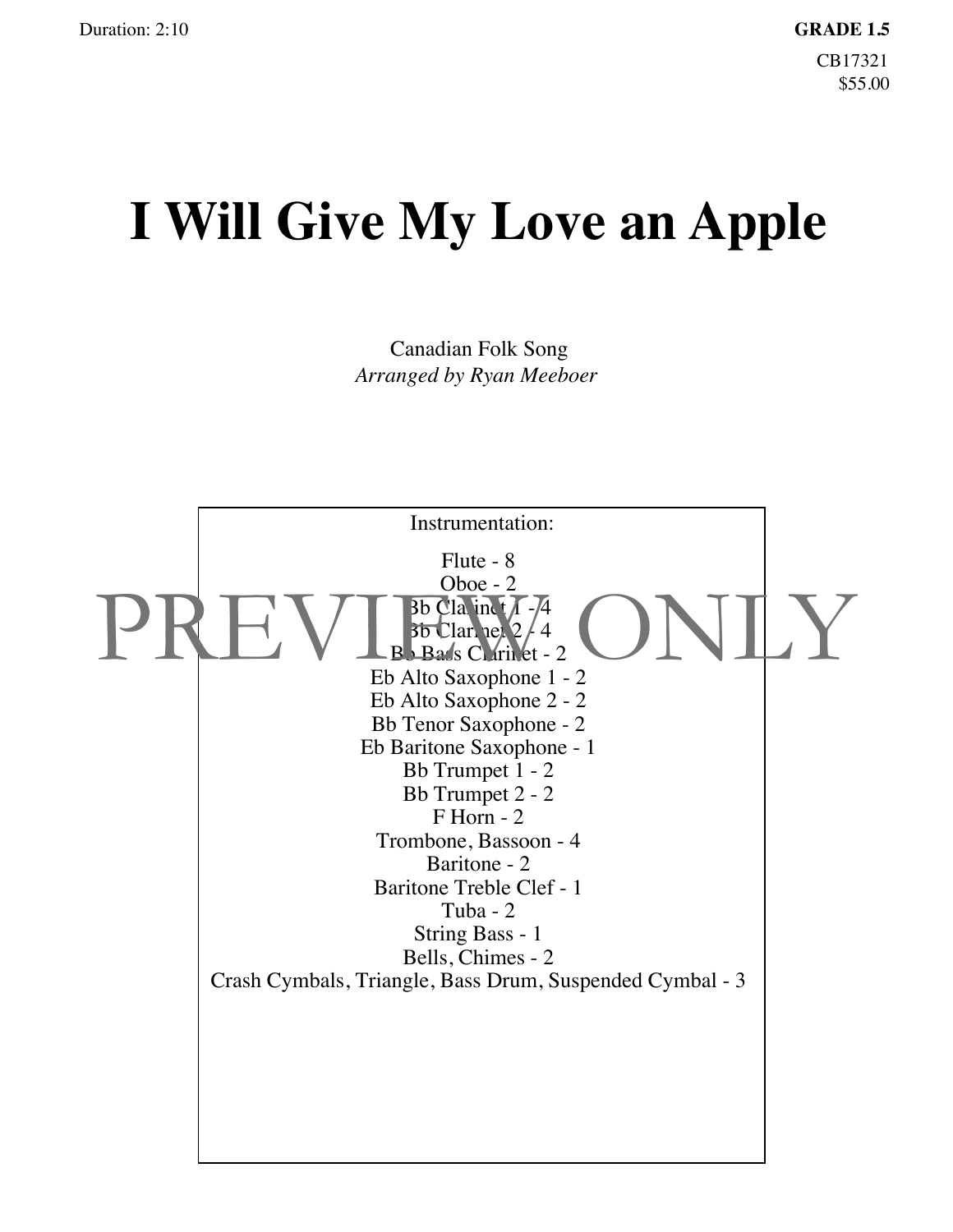Duration: 2:10

**GRADE 1.5**

CB17321

$55.00

# I Will Give My Love an Apple

Canadian Folk Song

*Arranged by Ryan Meeboer*

Instrumentation:

Flute - 8
Oboe - 2
Bb Clarinet 1 - 4
Bb Clarinet 2 - 4
Bb Bass Clarinet - 2
Eb Alto Saxophone 1 - 2
Eb Alto Saxophone 2 - 2
Bb Tenor Saxophone - 2
Eb Baritone Saxophone - 1
Bb Trumpet 1 - 2
Bb Trumpet 2 - 2
F Horn - 2
Trombone, Bassoon - 4
Baritone - 2
Baritone Treble Clef - 1
Tuba - 2
String Bass - 1
Bells, Chimes - 2
Crash Cymbals, Triangle, Bass Drum, Suspended Cymbal - 3

PREVIEW ONLY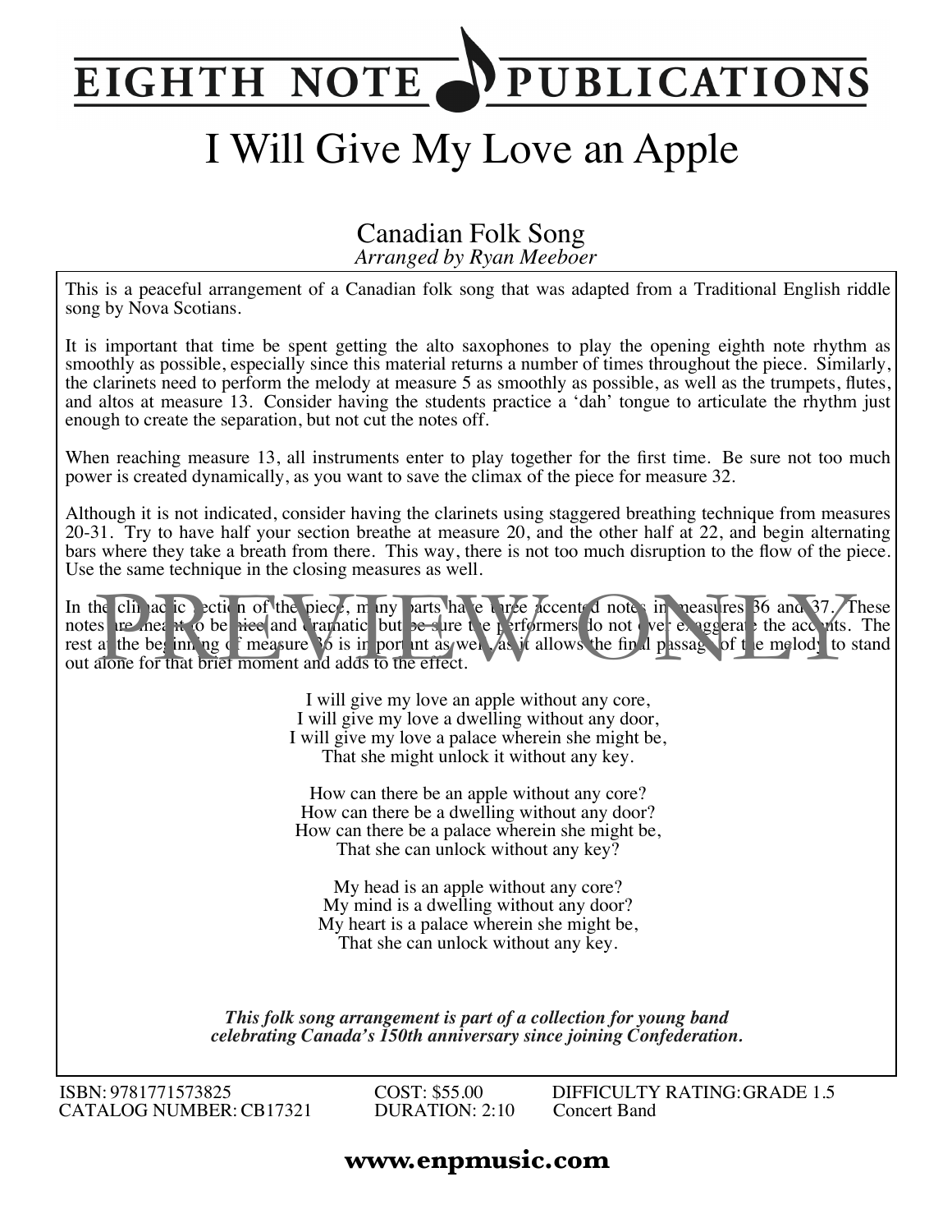# EIGHTH NOTE PUBLICATIONS

# I Will Give My Love an Apple

## Canadian Folk Song

*Arranged by Ryan Meeboer*

This is a peaceful arrangement of a Canadian folk song that was adapted from a Traditional English riddle song by Nova Scotians.

It is important that time be spent getting the alto saxophones to play the opening eighth note rhythm as smoothly as possible, especially since this material returns a number of times throughout the piece. Similarly, the clarinets need to perform the melody at measure 5 as smoothly as possible, as well as the trumpets, flutes, and altos at measure 13. Consider having the students practice a 'dah' tongue to articulate the rhythm just enough to create the separation, but not cut the notes off.

When reaching measure 13, all instruments enter to play together for the first time. Be sure not too much power is created dynamically, as you want to save the climax of the piece for measure 32.

Although it is not indicated, consider having the clarinets using staggered breathing technique from measures 20-31. Try to have half your section breathe at measure 20, and the other half at 22, and begin alternating bars where they take a breath from there. This way, there is not too much disruption to the flow of the piece. Use the same technique in the closing measures as well.

In the climactic section of the piece, many parts have three accented notes in measures 36 and 37. These notes are meant to be nice and dramatic, but be sure the performers do not over exaggerate the accents. The rest at the beginning of measure 36 is important as well, as it allows the final passage of the melody to stand out alone for that brief moment and adds to the effect.

I will give my love an apple without any core,
I will give my love a dwelling without any door,
I will give my love a palace wherein she might be,
That she might unlock it without any key.

How can there be an apple without any core?
How can there be a dwelling without any door?
How can there be a palace wherein she might be,
That she can unlock without any key?

My head is an apple without any core?
My mind is a dwelling without any door?
My heart is a palace wherein she might be,
That she can unlock without any key.

***This folk song arrangement is part of a collection for young band celebrating Canada's 150th anniversary since joining Confederation.***

ISBN: 9781771573825
CATALOG NUMBER: CB17321
COST: $55.00
DURATION: 2:10
DIFFICULTY RATING: GRADE 1.5
Concert Band

**www.enpmusic.com**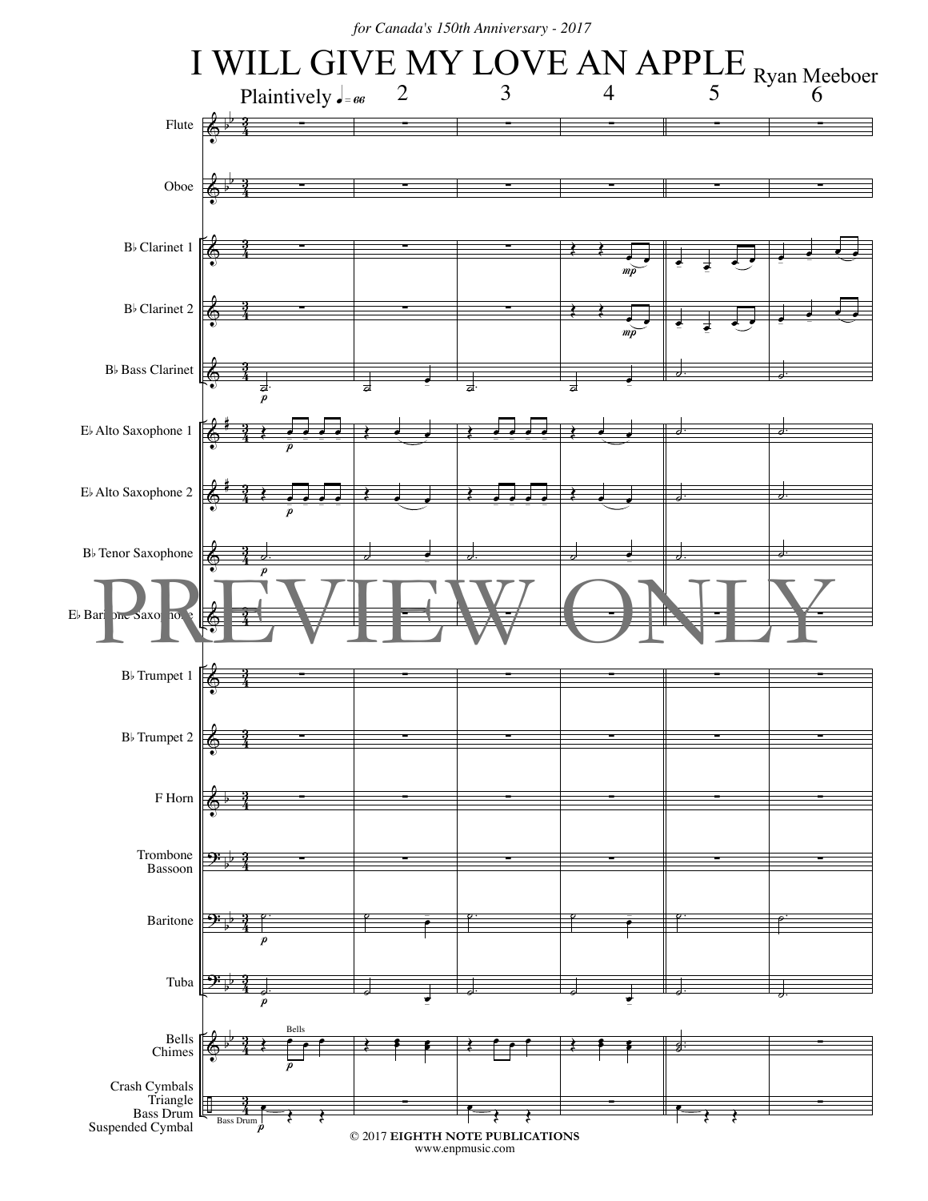*for Canada's 150th Anniversary - 2017*

# I WILL GIVE MY LOVE AN APPLE

Ryan Meeboer

Plaintively ♩= 66

Flute

Oboe

B♭ Clarinet 1

B♭ Clarinet 2

B♭ Bass Clarinet

E♭ Alto Saxophone 1

E♭ Alto Saxophone 2

B♭ Tenor Saxophone

E♭ Baritone Saxophone

B♭ Trumpet 1

B♭ Trumpet 2

F Horn

Trombone
Bassoon

Baritone

Tuba

Bells
Chimes

Crash Cymbals
Triangle
Bass Drum
Suspended Cymbal

PREVIEW ONLY

© 2017 **EIGHTH NOTE PUBLICATIONS**
www.enpmusic.com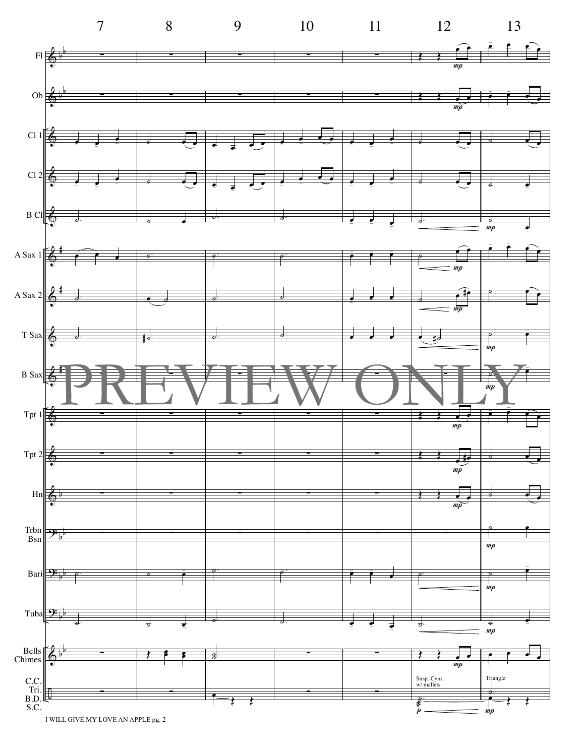7 8 9 10 11 12 13

Fl

Ob

Cl 1

Cl 2

B Cl

A Sax 1

A Sax 2

T Sax

B Sax

Tpt 1

Tpt 2

Hn

Trbn
Bsn

Bari

Tuba

Bells
Chimes

C.C.
Tri.
B.D.
S.C.

Susp. Cym.
w/ mallets

Triangle

PREVIEW ONLY

I WILL GIVE MY LOVE AN APPLE pg. 2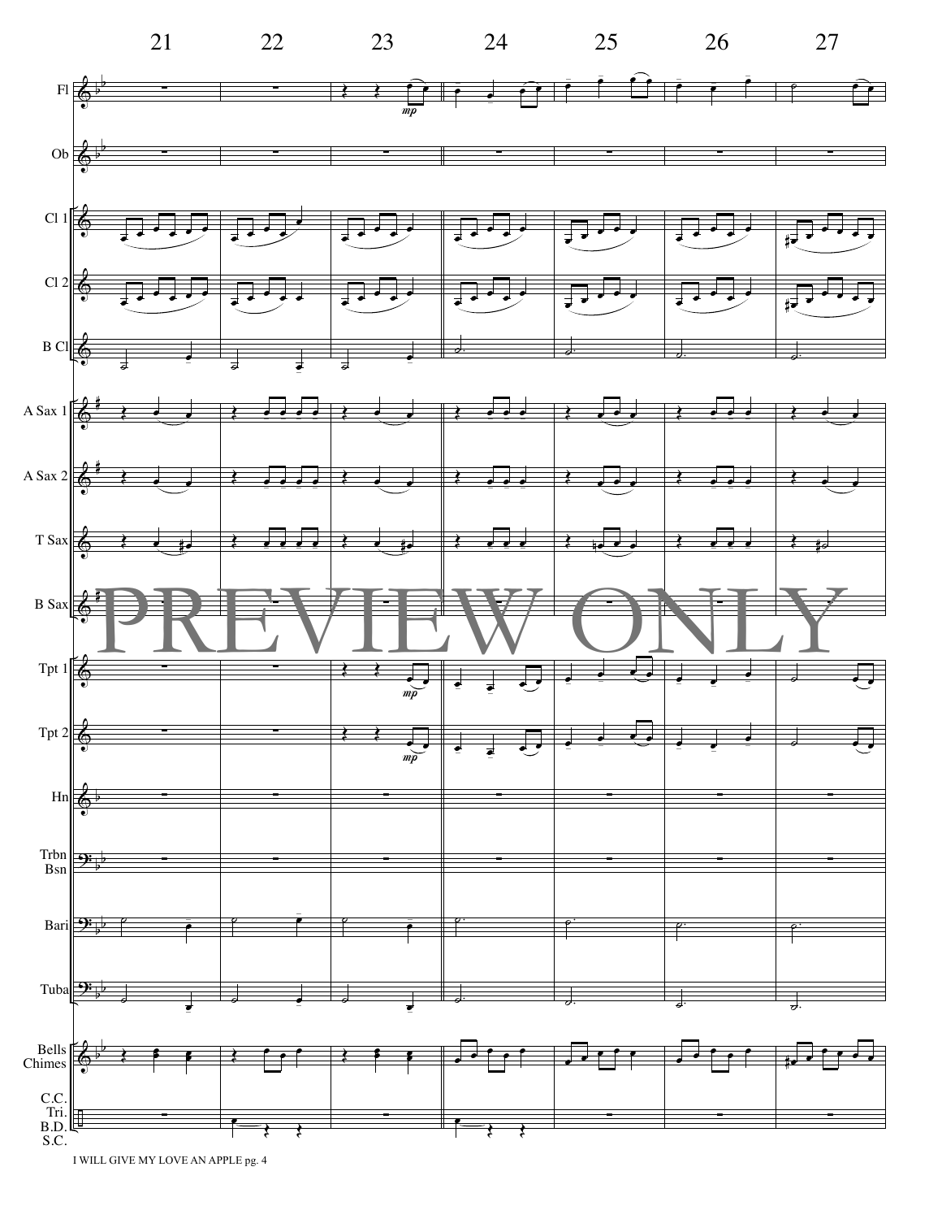21 22 23 24 25 26 27

Fl

Ob

Cl 1

Cl 2

B Cl

A Sax 1

A Sax 2

T Sax

B Sax

PREVIEW ONLY

Tpt 1

Tpt 2

Hn

Trbn
Bsn

Bari

Tuba

Bells
Chimes

C.C.
Tri.
B.D.
S.C.

*mp*

*mp*

*mp*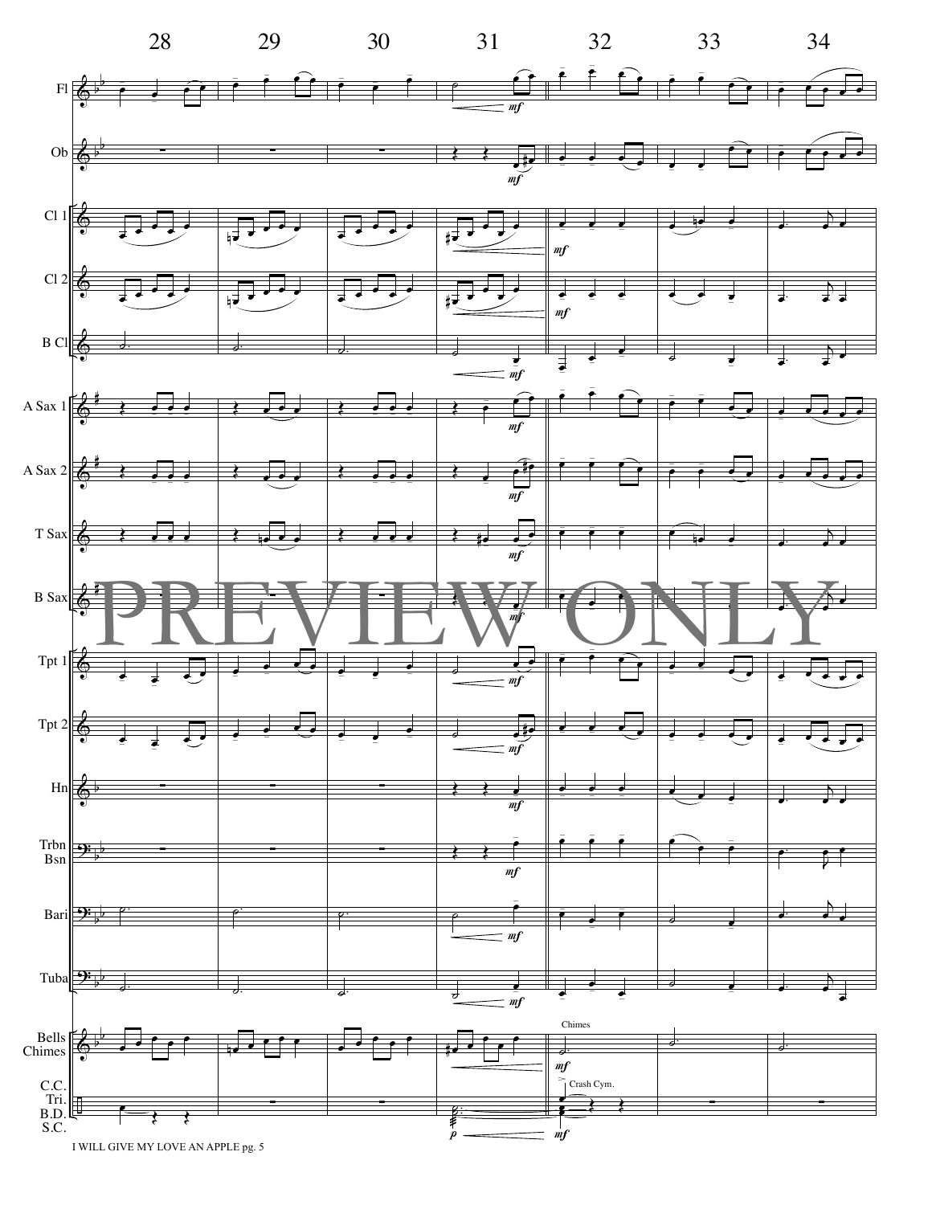28 29 30 31 32 33 34

Fl

Ob

Cl 1

Cl 2

B Cl

A Sax 1

A Sax 2

T Sax

B Sax

PREVIEW ONLY

Tpt 1

Tpt 2

Hn

Trbn
Bsn

Bari

Tuba

Bells
Chimes

Chimes

C.C.
Tri.
B.D.
S.C.

Crash Cym.

*mf* *p*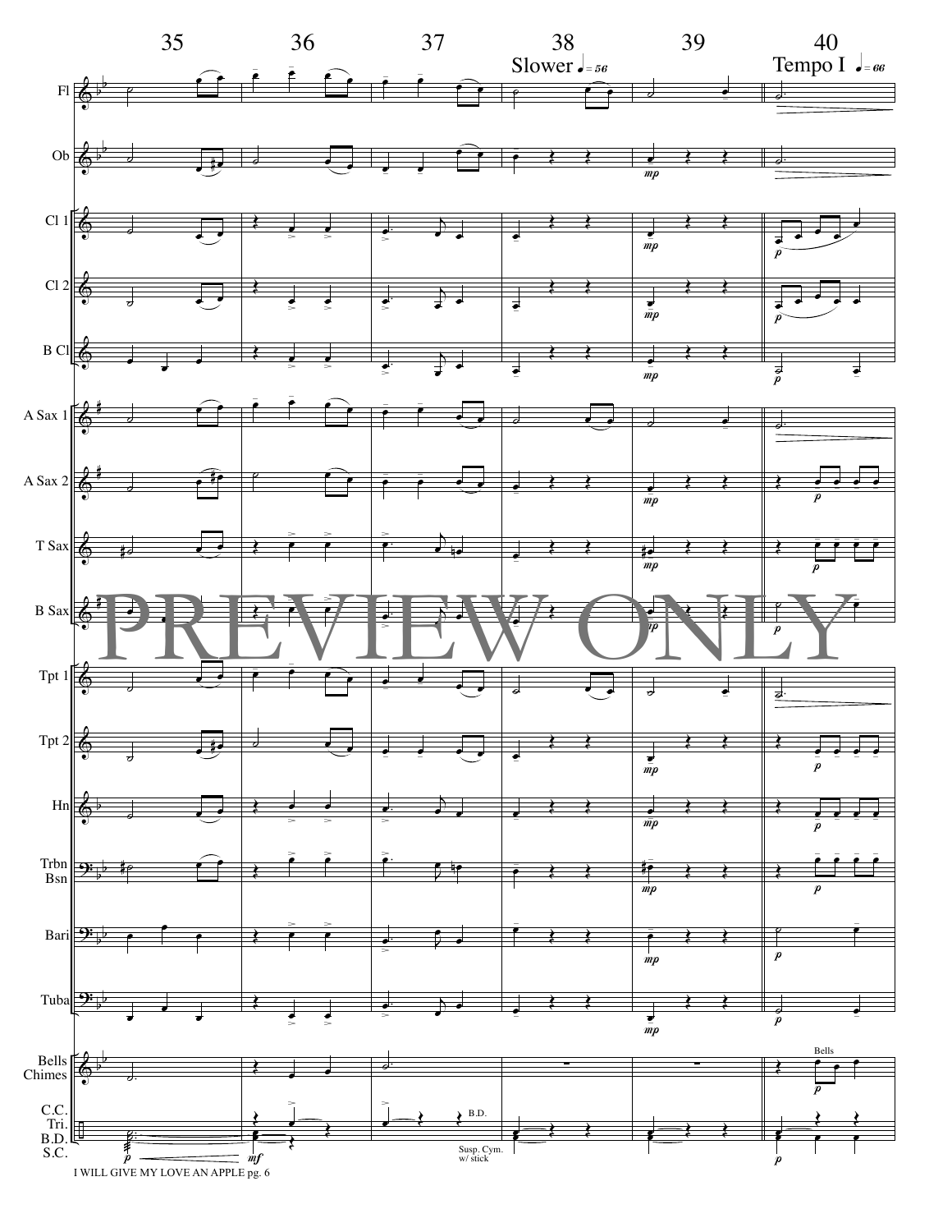35 36 37 38 39 40

Slower ♩= 56

Tempo I ♩= 66

Fl

Ob

Cl 1

Cl 2

B Cl

A Sax 1

A Sax 2

T Sax

B Sax

Tpt 1

Tpt 2

Hn

Trbn Bsn

Bari

Tuba

Bells Chimes

C.C. Tri. B.D. S.C.

PREVIEW ONLY

I WILL GIVE MY LOVE AN APPLE pg. 6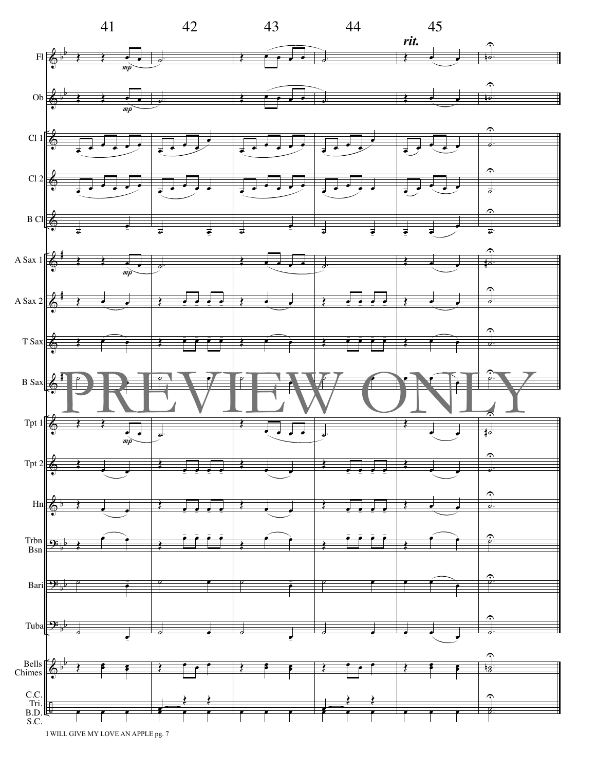41 42 43 44 45

*rit.*

Fl

Ob

Cl 1

Cl 2

B Cl

A Sax 1

A Sax 2

T Sax

B Sax

Tpt 1

Tpt 2

Hn

Trbn
Bsn

Bari

Tuba

Bells
Chimes

C.C.
Tri.
B.D.
S.C.

PREVIEW ONLY

I WILL GIVE MY LOVE AN APPLE pg. 7